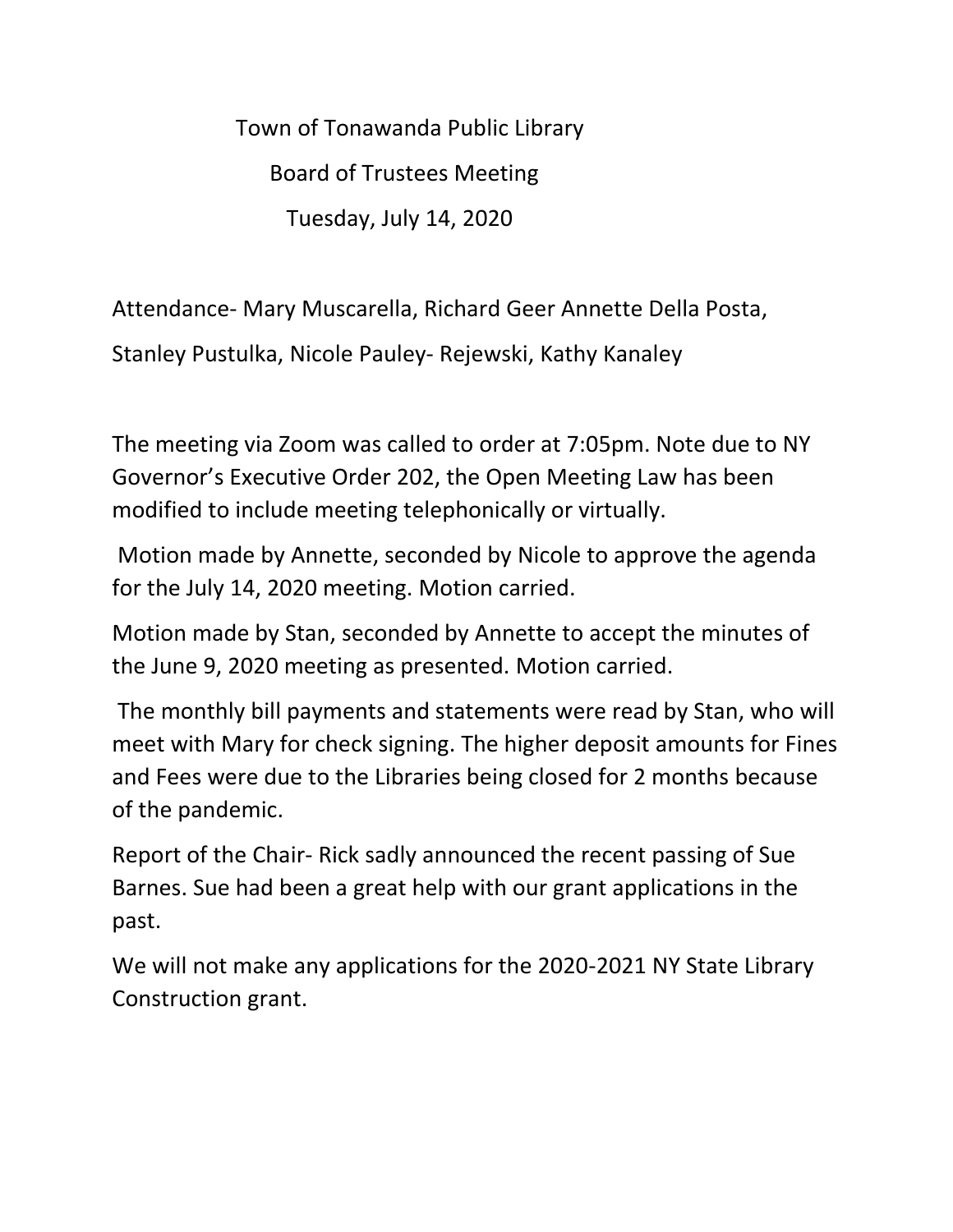Town of Tonawanda Public Library

Board of Trustees Meeting

Tuesday, July 14, 2020

Attendance- Mary Muscarella, Richard Geer Annette Della Posta, Stanley Pustulka, Nicole Pauley- Rejewski, Kathy Kanaley

The meeting via Zoom was called to order at 7:05pm. Note due to NY Governor's Executive Order 202, the Open Meeting Law has been modified to include meeting telephonically or virtually.

Motion made by Annette, seconded by Nicole to approve the agenda for the July 14, 2020 meeting. Motion carried.

Motion made by Stan, seconded by Annette to accept the minutes of the June 9, 2020 meeting as presented. Motion carried.

The monthly bill payments and statements were read by Stan, who will meet with Mary for check signing. The higher deposit amounts for Fines and Fees were due to the Libraries being closed for 2 months because of the pandemic.

Report of the Chair- Rick sadly announced the recent passing of Sue Barnes. Sue had been a great help with our grant applications in the past.

We will not make any applications for the 2020-2021 NY State Library Construction grant.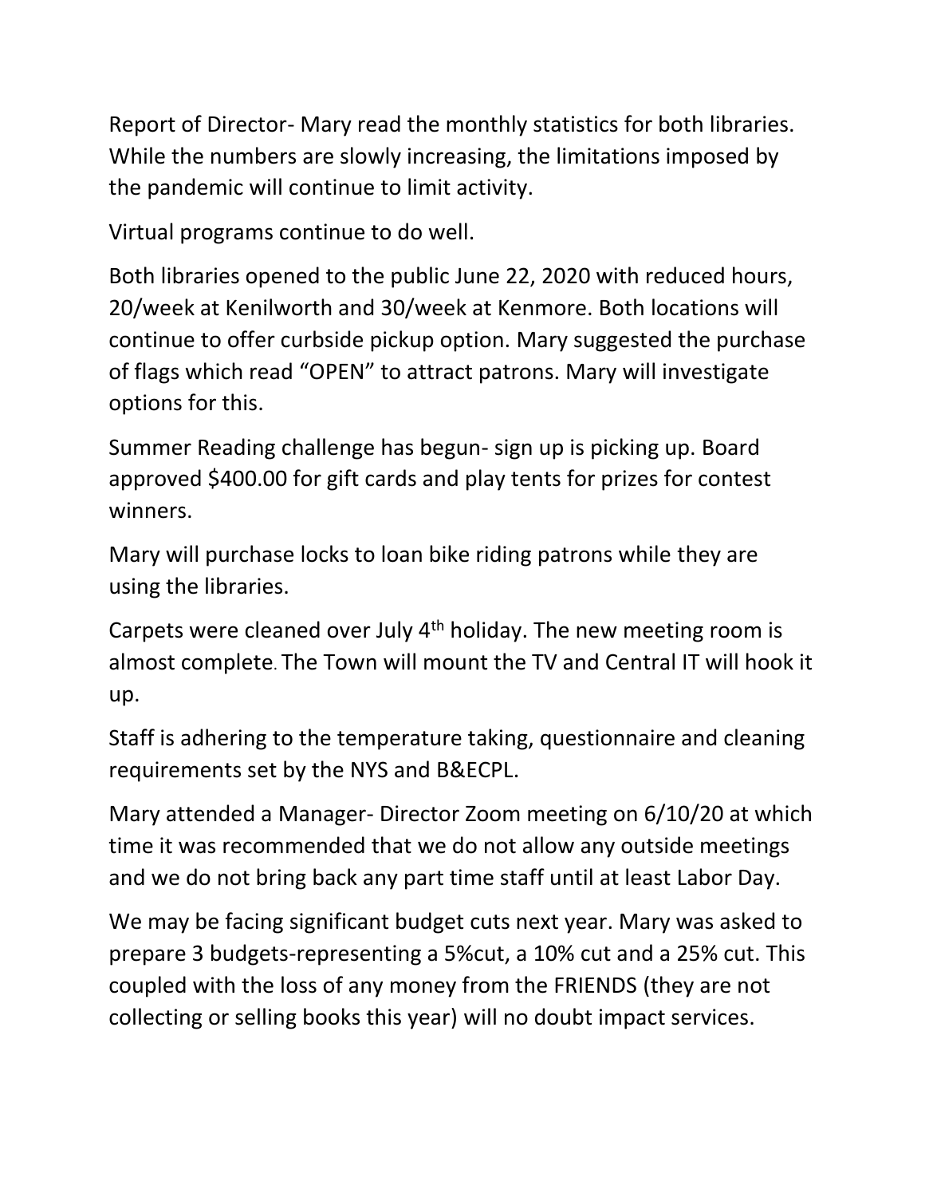Report of Director- Mary read the monthly statistics for both libraries. While the numbers are slowly increasing, the limitations imposed by the pandemic will continue to limit activity.

Virtual programs continue to do well.

Both libraries opened to the public June 22, 2020 with reduced hours, 20/week at Kenilworth and 30/week at Kenmore. Both locations will continue to offer curbside pickup option. Mary suggested the purchase of flags which read "OPEN" to attract patrons. Mary will investigate options for this.

Summer Reading challenge has begun- sign up is picking up. Board approved $400.00 for gift cards and play tents for prizes for contest winners.

Mary will purchase locks to loan bike riding patrons while they are using the libraries.

Carpets were cleaned over July 4th holiday. The new meeting room is almost complete. The Town will mount the TV and Central IT will hook it up.

Staff is adhering to the temperature taking, questionnaire and cleaning requirements set by the NYS and B&ECPL.

Mary attended a Manager- Director Zoom meeting on 6/10/20 at which time it was recommended that we do not allow any outside meetings and we do not bring back any part time staff until at least Labor Day.

We may be facing significant budget cuts next year. Mary was asked to prepare 3 budgets-representing a 5%cut, a 10% cut and a 25% cut. This coupled with the loss of any money from the FRIENDS (they are not collecting or selling books this year) will no doubt impact services.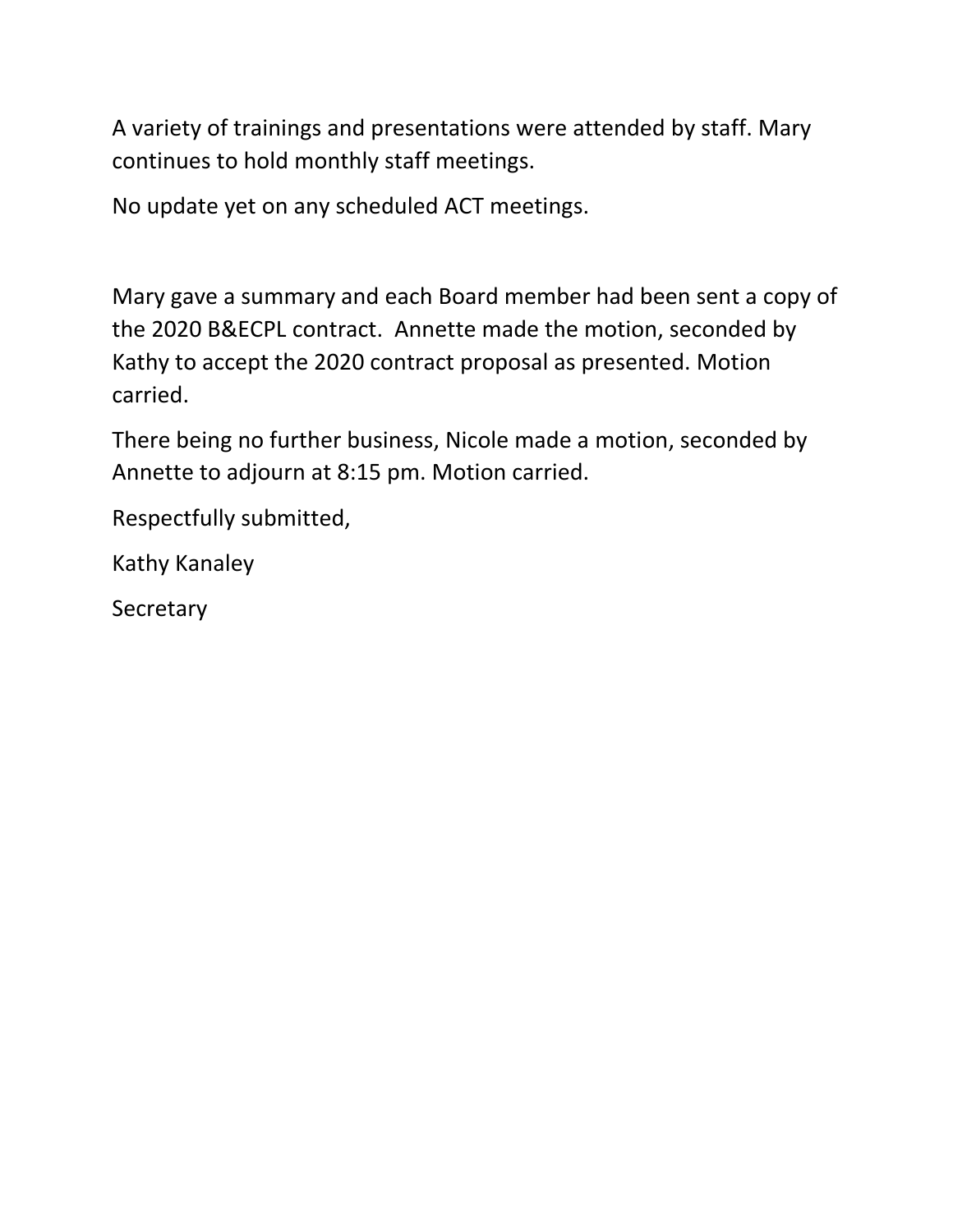A variety of trainings and presentations were attended by staff. Mary continues to hold monthly staff meetings.

No update yet on any scheduled ACT meetings.

Mary gave a summary and each Board member had been sent a copy of the 2020 B&ECPL contract. Annette made the motion, seconded by Kathy to accept the 2020 contract proposal as presented. Motion carried.

There being no further business, Nicole made a motion, seconded by Annette to adjourn at 8:15 pm. Motion carried.

Respectfully submitted,

Kathy Kanaley

Secretary